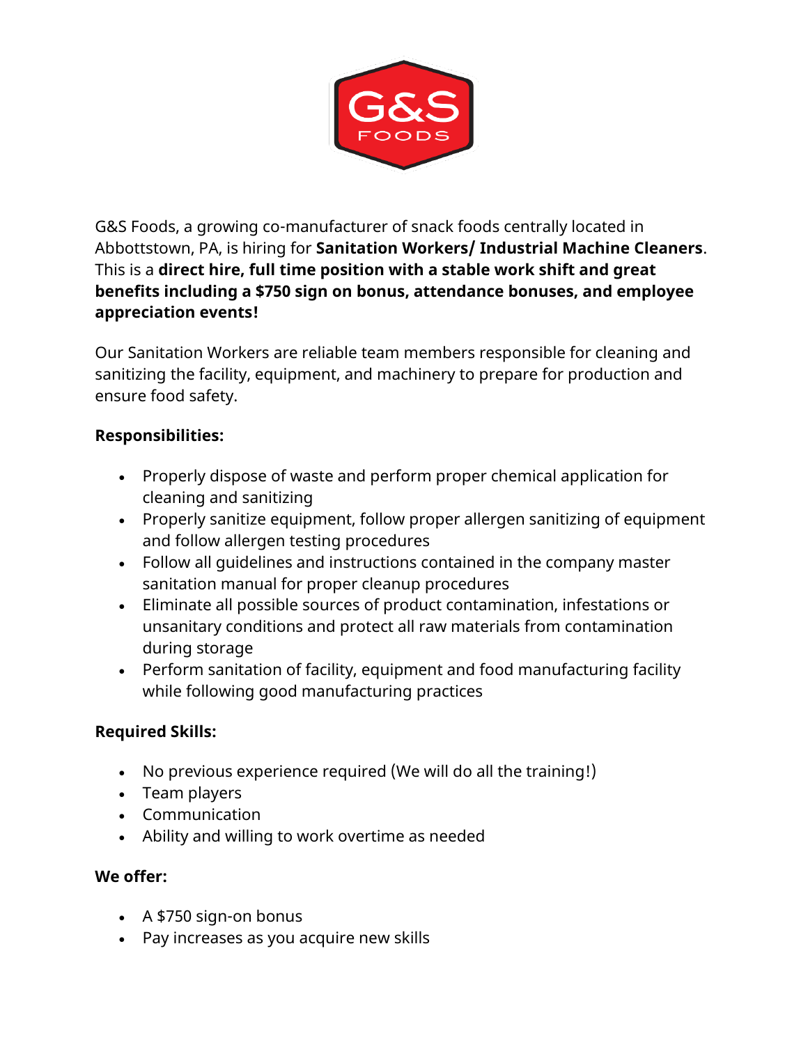G&S Foods, a growing co-manufacturer of snack foods centrally located in Abbottstown, PA, is hiring for **Sanitation Workers/ Industrial Machine Cleaners**. This is a **direct hire, full time position with a stable work shift and great benefits including a $750 sign on bonus, attendance bonuses, and employee appreciation events!**

Our Sanitation Workers are reliable team members responsible for cleaning and sanitizing the facility, equipment, and machinery to prepare for production and ensure food safety.

**Responsibilities:**

- Properly dispose of waste and perform proper chemical application for cleaning and sanitizing
- Properly sanitize equipment, follow proper allergen sanitizing of equipment and follow allergen testing procedures
- Follow all guidelines and instructions contained in the company master sanitation manual for proper cleanup procedures
- Eliminate all possible sources of product contamination, infestations or unsanitary conditions and protect all raw materials from contamination during storage
- Perform sanitation of facility, equipment and food manufacturing facility while following good manufacturing practices

**Required Skills:**

- No previous experience required (We will do all the training!)
- Team players
- Communication
- Ability and willing to work overtime as needed

**We offer:**

- A $750 sign-on bonus
- Pay increases as you acquire new skills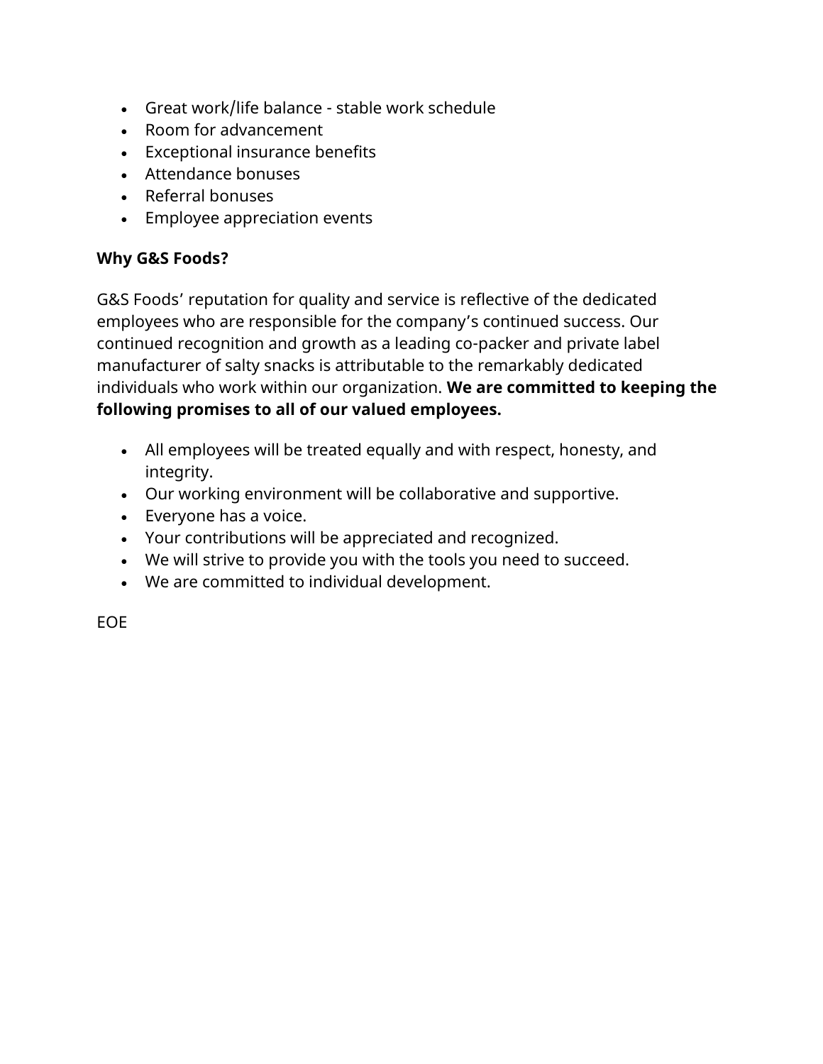- Great work/life balance - stable work schedule
- Room for advancement
- Exceptional insurance benefits
- Attendance bonuses
- Referral bonuses
- Employee appreciation events

**Why G&S Foods?**

G&S Foods' reputation for quality and service is reflective of the dedicated employees who are responsible for the company's continued success. Our continued recognition and growth as a leading co-packer and private label manufacturer of salty snacks is attributable to the remarkably dedicated individuals who work within our organization. **We are committed to keeping the following promises to all of our valued employees.**

- All employees will be treated equally and with respect, honesty, and integrity.
- Our working environment will be collaborative and supportive.
- Everyone has a voice.
- Your contributions will be appreciated and recognized.
- We will strive to provide you with the tools you need to succeed.
- We are committed to individual development.

EOE